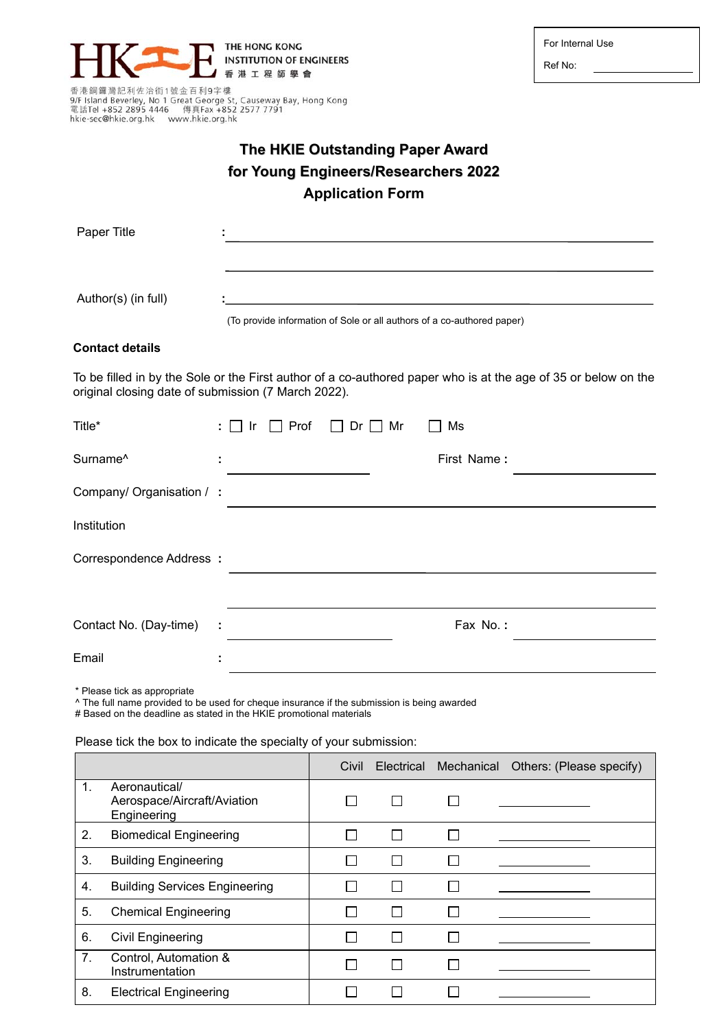HKIE THE HONG KONG INSTITUTION OF ENGINEERS 香港工程師學會

香港銅鑼灣記利佐治街1號金百利9字樓
9/F Island Beverley, No 1 Great George St, Causeway Bay, Hong Kong
電話Tel +852 2895 4446 傳真Fax +852 2577 7791
hkie-sec@hkie.org.hk www.hkie.org.hk

For Internal Use

Ref No: ____________

# The HKIE Outstanding Paper Award for Young Engineers/Researchers 2022 Application Form

Paper Title : ______________________________________________

______________________________________________

Author(s) (in full) : ______________________________________________

(To provide information of Sole or all authors of a co-authored paper)

**Contact details**

To be filled in by the Sole or the First author of a co-authored paper who is at the age of 35 or below on the original closing date of submission (7 March 2022).

Title* : ☐ Ir ☐ Prof ☐ Dr ☐ Mr ☐ Ms

Surname^ : ____________ First Name : ____________

Company/ Organisation / Institution : ______________________________________________

Correspondence Address : ______________________________________________

______________________________________________

Contact No. (Day-time) : ____________ Fax No. : ____________

Email : ______________________________________________

\* Please tick as appropriate
^ The full name provided to be used for cheque insurance if the submission is being awarded
# Based on the deadline as stated in the HKIE promotional materials

Please tick the box to indicate the specialty of your submission:

| | Civil | Electrical | Mechanical | Others: (Please specify) |
|---|---|---|---|---|
| 1. Aeronautical/ Aerospace/Aircraft/Aviation Engineering | ☐ | ☐ | ☐ | ____________ |
| 2. Biomedical Engineering | ☐ | ☐ | ☐ | ____________ |
| 3. Building Engineering | ☐ | ☐ | ☐ | ____________ |
| 4. Building Services Engineering | ☐ | ☐ | ☐ | ____________ |
| 5. Chemical Engineering | ☐ | ☐ | ☐ | ____________ |
| 6. Civil Engineering | ☐ | ☐ | ☐ | ____________ |
| 7. Control, Automation & Instrumentation | ☐ | ☐ | ☐ | ____________ |
| 8. Electrical Engineering | ☐ | ☐ | ☐ | ____________ |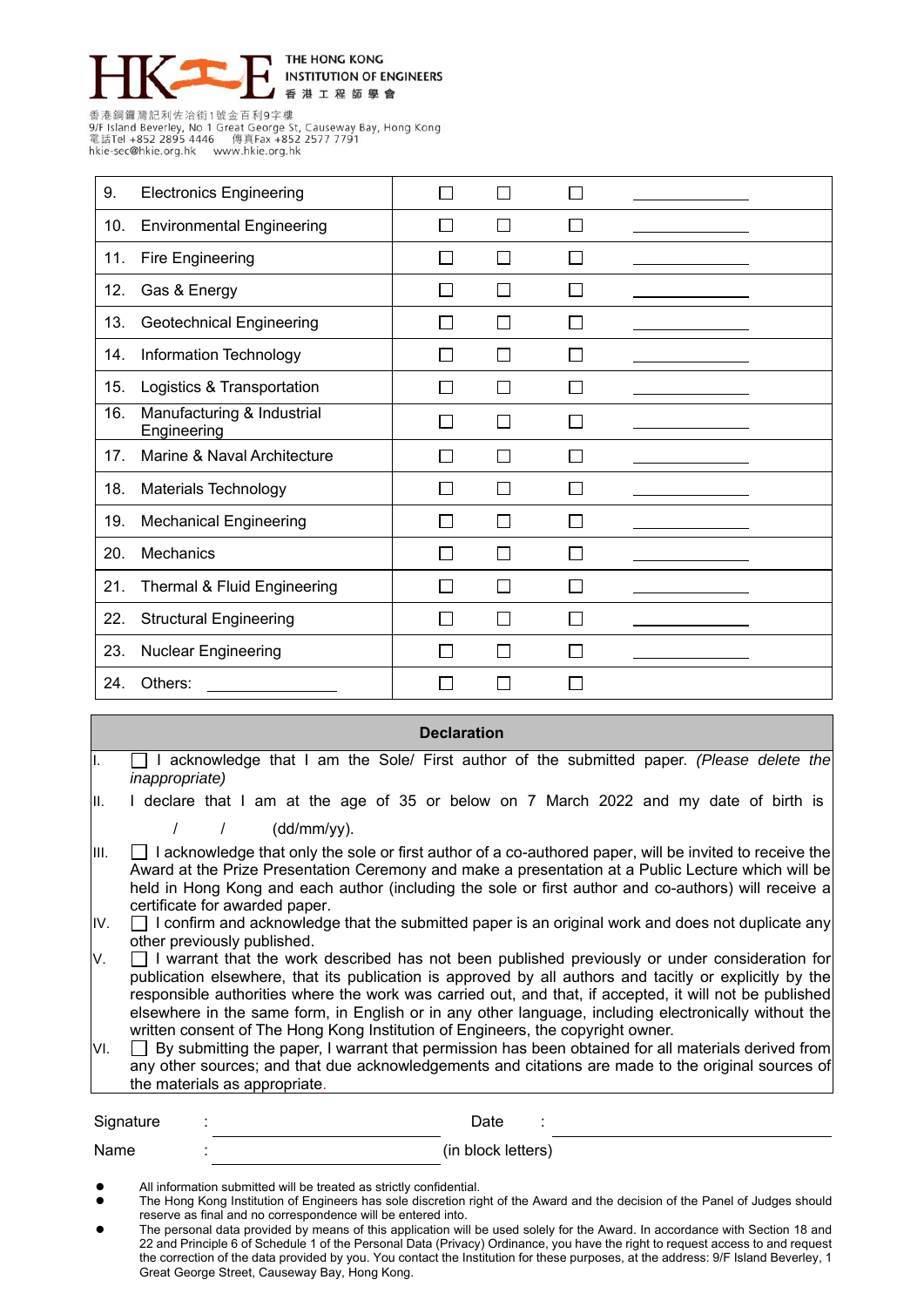THE HONG KONG INSTITUTION OF ENGINEERS
香港工程師學會

香港銅鑼灣記利佐治街1號金百利9字樓
9/F Island Beverley, No 1 Great George St, Causeway Bay, Hong Kong
電話Tel +852 2895 4446 傳真Fax +852 2577 7791
hkie-sec@hkie.org.hk www.hkie.org.hk

| | | | | | |
|---|---|---|---|---|---|
| 9. Electronics Engineering | ☐ | ☐ | ☐ | ________ |
| 10. Environmental Engineering | ☐ | ☐ | ☐ | ________ |
| 11. Fire Engineering | ☐ | ☐ | ☐ | ________ |
| 12. Gas & Energy | ☐ | ☐ | ☐ | ________ |
| 13. Geotechnical Engineering | ☐ | ☐ | ☐ | ________ |
| 14. Information Technology | ☐ | ☐ | ☐ | ________ |
| 15. Logistics & Transportation | ☐ | ☐ | ☐ | ________ |
| 16. Manufacturing & Industrial Engineering | ☐ | ☐ | ☐ | ________ |
| 17. Marine & Naval Architecture | ☐ | ☐ | ☐ | ________ |
| 18. Materials Technology | ☐ | ☐ | ☐ | ________ |
| 19. Mechanical Engineering | ☐ | ☐ | ☐ | ________ |
| 20. Mechanics | ☐ | ☐ | ☐ | ________ |
| 21. Thermal & Fluid Engineering | ☐ | ☐ | ☐ | ________ |
| 22. Structural Engineering | ☐ | ☐ | ☐ | ________ |
| 23. Nuclear Engineering | ☐ | ☐ | ☐ | ________ |
| 24. Others: ________ | ☐ | ☐ | ☐ | |

## Declaration

I. ☐ I acknowledge that I am the Sole/ First author of the submitted paper. *(Please delete the inappropriate)*

II. I declare that I am at the age of 35 or below on 7 March 2022 and my date of birth is ___ / ___ / ___ (dd/mm/yy).

III. ☐ I acknowledge that only the sole or first author of a co-authored paper, will be invited to receive the Award at the Prize Presentation Ceremony and make a presentation at a Public Lecture which will be held in Hong Kong and each author (including the sole or first author and co-authors) will receive a certificate for awarded paper.

IV. ☐ I confirm and acknowledge that the submitted paper is an original work and does not duplicate any other previously published.

V. ☐ I warrant that the work described has not been published previously or under consideration for publication elsewhere, that its publication is approved by all authors and tacitly or explicitly by the responsible authorities where the work was carried out, and that, if accepted, it will not be published elsewhere in the same form, in English or in any other language, including electronically without the written consent of The Hong Kong Institution of Engineers, the copyright owner.

VI. ☐ By submitting the paper, I warrant that permission has been obtained for all materials derived from any other sources; and that due acknowledgements and citations are made to the original sources of the materials as appropriate.

Signature : ____________________ Date : ____________________

Name : ____________________ (in block letters)

- All information submitted will be treated as strictly confidential.
- The Hong Kong Institution of Engineers has sole discretion right of the Award and the decision of the Panel of Judges should reserve as final and no correspondence will be entered into.
- The personal data provided by means of this application will be used solely for the Award. In accordance with Section 18 and 22 and Principle 6 of Schedule 1 of the Personal Data (Privacy) Ordinance, you have the right to request access to and request the correction of the data provided by you. You contact the Institution for these purposes, at the address: 9/F Island Beverley, 1 Great George Street, Causeway Bay, Hong Kong.